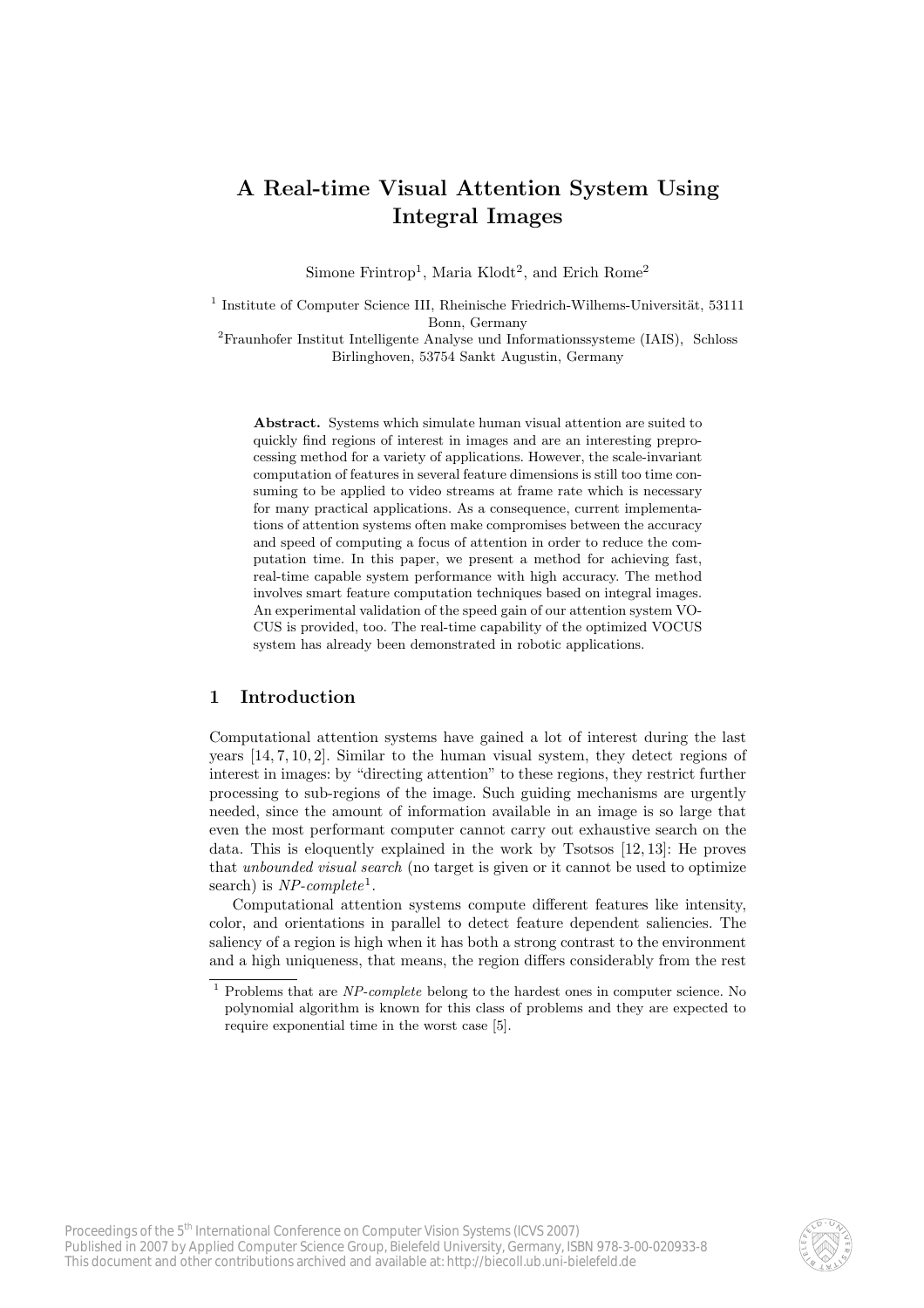# A Real-time Visual Attention System Using Integral Images

Simone Frintrop[1], Maria Klodt[2], and Erich Rome[2]

[1] Institute of Computer Science III, Rheinische Friedrich-Wilhems-Universität, 53111 Bonn, Germany

[2]Fraunhofer Institut Intelligente Analyse und Informationssysteme (IAIS), Schloss Birlinghoven, 53754 Sankt Augustin, Germany

**Abstract.** Systems which simulate human visual attention are suited to quickly find regions of interest in images and are an interesting preprocessing method for a variety of applications. However, the scale-invariant computation of features in several feature dimensions is still too time consuming to be applied to video streams at frame rate which is necessary for many practical applications. As a consequence, current implementations of attention systems often make compromises between the accuracy and speed of computing a focus of attention in order to reduce the computation time. In this paper, we present a method for achieving fast, real-time capable system performance with high accuracy. The method involves smart feature computation techniques based on integral images. An experimental validation of the speed gain of our attention system VOCUS is provided, too. The real-time capability of the optimized VOCUS system has already been demonstrated in robotic applications.

## 1 Introduction

Computational attention systems have gained a lot of interest during the last years [14, 7, 10, 2]. Similar to the human visual system, they detect regions of interest in images: by "directing attention" to these regions, they restrict further processing to sub-regions of the image. Such guiding mechanisms are urgently needed, since the amount of information available in an image is so large that even the most performant computer cannot carry out exhaustive search on the data. This is eloquently explained in the work by Tsotsos [12, 13]: He proves that *unbounded visual search* (no target is given or it cannot be used to optimize search) is *NP-complete*[1].

Computational attention systems compute different features like intensity, color, and orientations in parallel to detect feature dependent saliencies. The saliency of a region is high when it has both a strong contrast to the environment and a high uniqueness, that means, the region differs considerably from the rest

[1] Problems that are *NP-complete* belong to the hardest ones in computer science. No polynomial algorithm is known for this class of problems and they are expected to require exponential time in the worst case [5].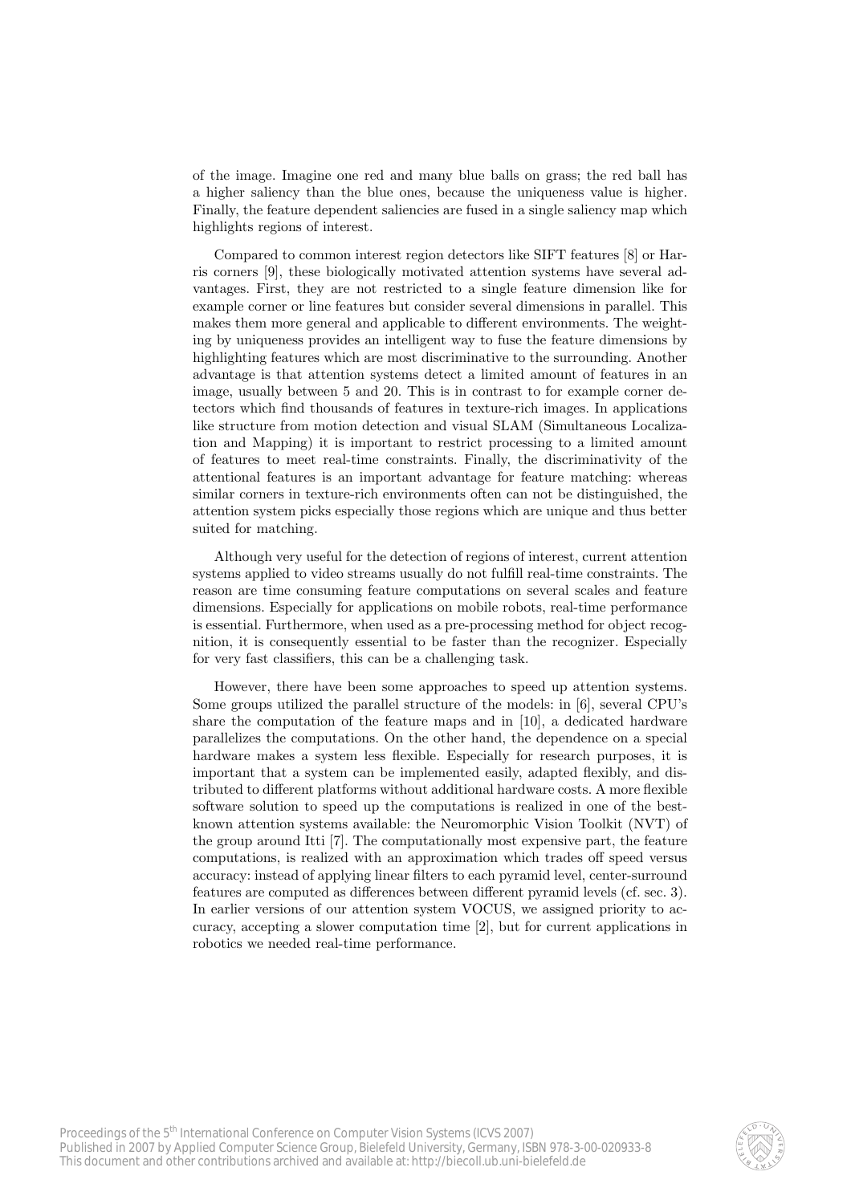of the image. Imagine one red and many blue balls on grass; the red ball has a higher saliency than the blue ones, because the uniqueness value is higher. Finally, the feature dependent saliencies are fused in a single saliency map which highlights regions of interest.

Compared to common interest region detectors like SIFT features [8] or Harris corners [9], these biologically motivated attention systems have several advantages. First, they are not restricted to a single feature dimension like for example corner or line features but consider several dimensions in parallel. This makes them more general and applicable to different environments. The weighting by uniqueness provides an intelligent way to fuse the feature dimensions by highlighting features which are most discriminative to the surrounding. Another advantage is that attention systems detect a limited amount of features in an image, usually between 5 and 20. This is in contrast to for example corner detectors which find thousands of features in texture-rich images. In applications like structure from motion detection and visual SLAM (Simultaneous Localization and Mapping) it is important to restrict processing to a limited amount of features to meet real-time constraints. Finally, the discriminativity of the attentional features is an important advantage for feature matching: whereas similar corners in texture-rich environments often can not be distinguished, the attention system picks especially those regions which are unique and thus better suited for matching.

Although very useful for the detection of regions of interest, current attention systems applied to video streams usually do not fulfill real-time constraints. The reason are time consuming feature computations on several scales and feature dimensions. Especially for applications on mobile robots, real-time performance is essential. Furthermore, when used as a pre-processing method for object recognition, it is consequently essential to be faster than the recognizer. Especially for very fast classifiers, this can be a challenging task.

However, there have been some approaches to speed up attention systems. Some groups utilized the parallel structure of the models: in [6], several CPU's share the computation of the feature maps and in [10], a dedicated hardware parallelizes the computations. On the other hand, the dependence on a special hardware makes a system less flexible. Especially for research purposes, it is important that a system can be implemented easily, adapted flexibly, and distributed to different platforms without additional hardware costs. A more flexible software solution to speed up the computations is realized in one of the best-known attention systems available: the Neuromorphic Vision Toolkit (NVT) of the group around Itti [7]. The computationally most expensive part, the feature computations, is realized with an approximation which trades off speed versus accuracy: instead of applying linear filters to each pyramid level, center-surround features are computed as differences between different pyramid levels (cf. sec. 3). In earlier versions of our attention system VOCUS, we assigned priority to accuracy, accepting a slower computation time [2], but for current applications in robotics we needed real-time performance.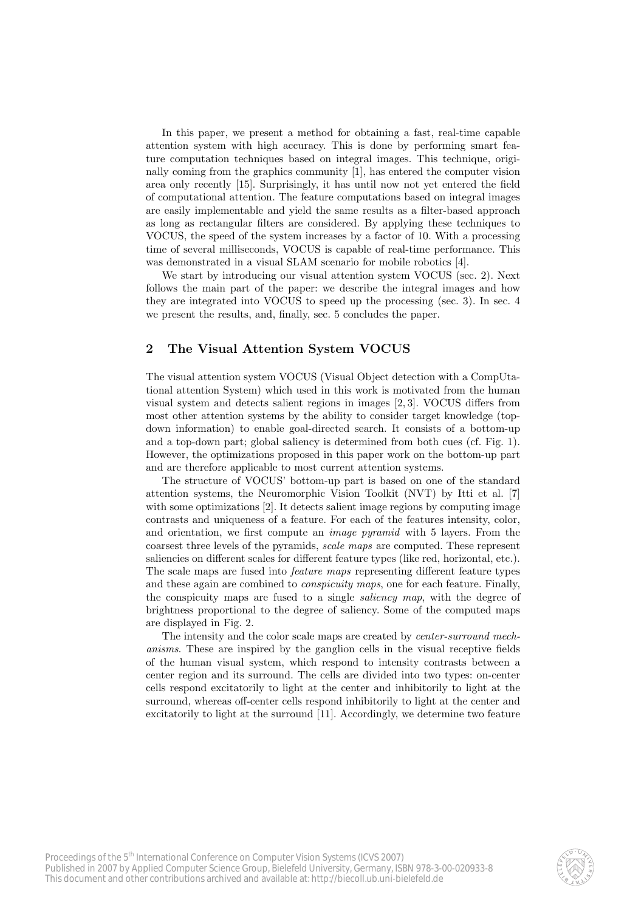In this paper, we present a method for obtaining a fast, real-time capable attention system with high accuracy. This is done by performing smart feature computation techniques based on integral images. This technique, originally coming from the graphics community [1], has entered the computer vision area only recently [15]. Surprisingly, it has until now not yet entered the field of computational attention. The feature computations based on integral images are easily implementable and yield the same results as a filter-based approach as long as rectangular filters are considered. By applying these techniques to VOCUS, the speed of the system increases by a factor of 10. With a processing time of several milliseconds, VOCUS is capable of real-time performance. This was demonstrated in a visual SLAM scenario for mobile robotics [4].

We start by introducing our visual attention system VOCUS (sec. 2). Next follows the main part of the paper: we describe the integral images and how they are integrated into VOCUS to speed up the processing (sec. 3). In sec. 4 we present the results, and, finally, sec. 5 concludes the paper.

## 2 The Visual Attention System VOCUS

The visual attention system VOCUS (Visual Object detection with a CompUtational attention System) which used in this work is motivated from the human visual system and detects salient regions in images [2, 3]. VOCUS differs from most other attention systems by the ability to consider target knowledge (top-down information) to enable goal-directed search. It consists of a bottom-up and a top-down part; global saliency is determined from both cues (cf. Fig. 1). However, the optimizations proposed in this paper work on the bottom-up part and are therefore applicable to most current attention systems.

The structure of VOCUS' bottom-up part is based on one of the standard attention systems, the Neuromorphic Vision Toolkit (NVT) by Itti et al. [7] with some optimizations [2]. It detects salient image regions by computing image contrasts and uniqueness of a feature. For each of the features intensity, color, and orientation, we first compute an *image pyramid* with 5 layers. From the coarsest three levels of the pyramids, *scale maps* are computed. These represent saliencies on different scales for different feature types (like red, horizontal, etc.). The scale maps are fused into *feature maps* representing different feature types and these again are combined to *conspicuity maps*, one for each feature. Finally, the conspicuity maps are fused to a single *saliency map*, with the degree of brightness proportional to the degree of saliency. Some of the computed maps are displayed in Fig. 2.

The intensity and the color scale maps are created by *center-surround mechanisms*. These are inspired by the ganglion cells in the visual receptive fields of the human visual system, which respond to intensity contrasts between a center region and its surround. The cells are divided into two types: on-center cells respond excitatorily to light at the center and inhibitorily to light at the surround, whereas off-center cells respond inhibitorily to light at the center and excitatorily to light at the surround [11]. Accordingly, we determine two feature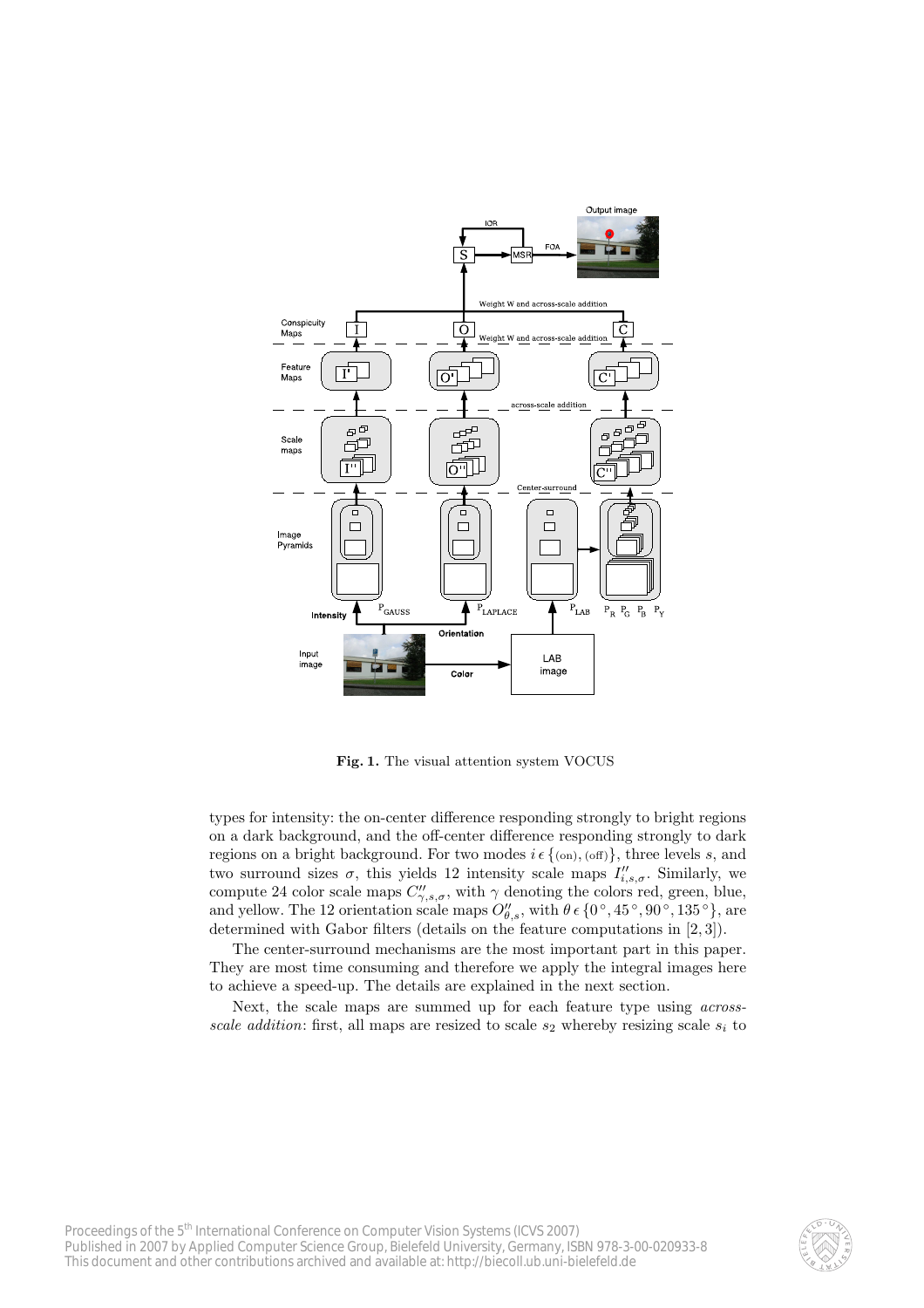**Fig. 1.** The visual attention system VOCUS

types for intensity: the on-center difference responding strongly to bright regions on a dark background, and the off-center difference responding strongly to dark regions on a bright background. For two modes $i \epsilon \{(\text{on}), (\text{off})\}$, three levels $s$, and two surround sizes $\sigma$, this yields 12 intensity scale maps $I''_{i,s,\sigma}$. Similarly, we compute 24 color scale maps $C''_{\gamma,s,\sigma}$, with $\gamma$ denoting the colors red, green, blue, and yellow. The 12 orientation scale maps $O''_{\theta,s}$, with $\theta \, \epsilon \, \{0^\circ, 45^\circ, 90^\circ, 135^\circ\}$, are determined with Gabor filters (details on the feature computations in [2, 3]).

The center-surround mechanisms are the most important part in this paper. They are most time consuming and therefore we apply the integral images here to achieve a speed-up. The details are explained in the next section.

Next, the scale maps are summed up for each feature type using *across-scale addition*: first, all maps are resized to scale $s_2$ whereby resizing scale $s_i$ to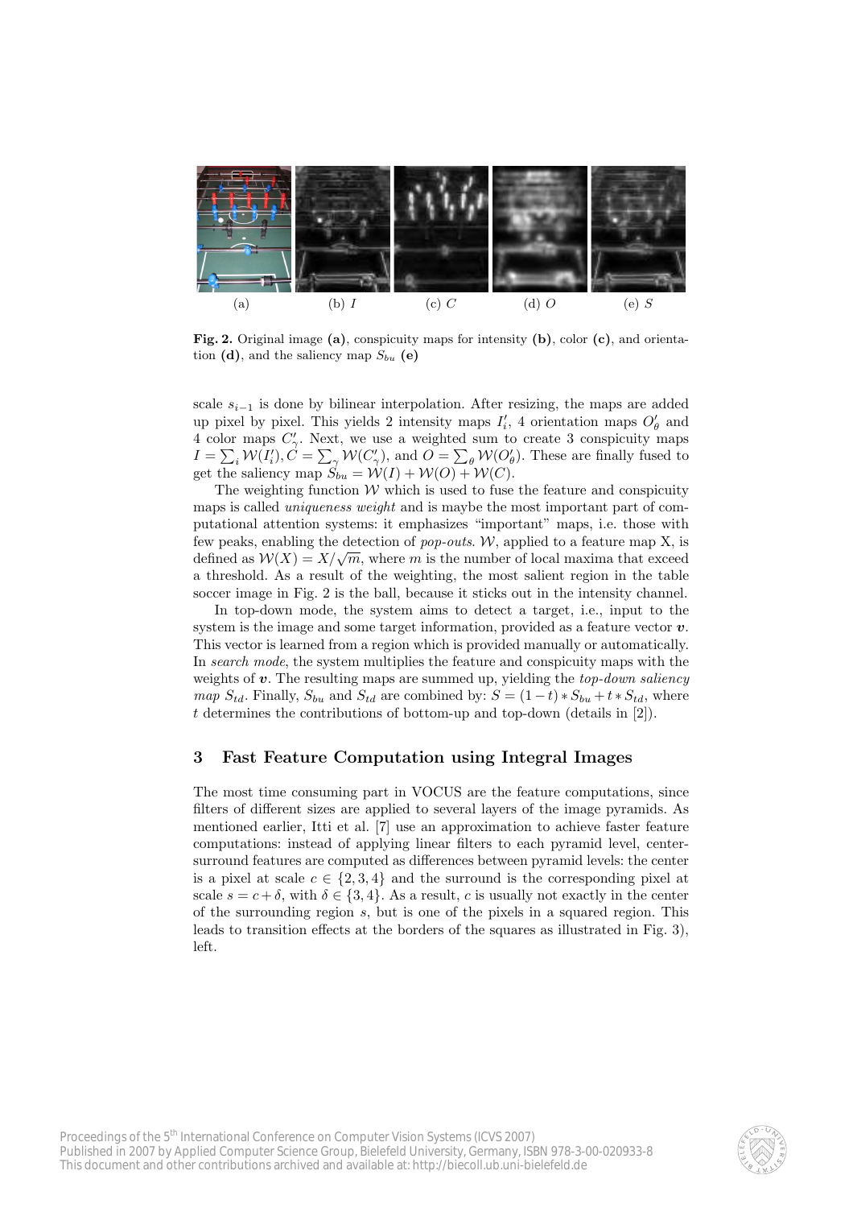(a) (b) $I$ (c) $C$ (d) $O$ (e) $S$

**Fig. 2.** Original image **(a)**, conspicuity maps for intensity **(b)**, color **(c)**, and orientation **(d)**, and the saliency map $S_{bu}$ **(e)**

scale $s_{i-1}$ is done by bilinear interpolation. After resizing, the maps are added up pixel by pixel. This yields 2 intensity maps $I'_i$, 4 orientation maps $O'_\theta$ and 4 color maps $C'_\gamma$. Next, we use a weighted sum to create 3 conspicuity maps $I = \sum_i \mathcal{W}(I'_i), C = \sum_\gamma \mathcal{W}(C'_\gamma)$, and $O = \sum_\theta \mathcal{W}(O'_\theta)$. These are finally fused to get the saliency map $S_{bu} = \mathcal{W}(I) + \mathcal{W}(O) + \mathcal{W}(C)$.

The weighting function $\mathcal{W}$ which is used to fuse the feature and conspicuity maps is called *uniqueness weight* and is maybe the most important part of computational attention systems: it emphasizes "important" maps, i.e. those with few peaks, enabling the detection of *pop-outs*. $\mathcal{W}$, applied to a feature map X, is defined as $\mathcal{W}(X) = X/\sqrt{m}$, where $m$ is the number of local maxima that exceed a threshold. As a result of the weighting, the most salient region in the table soccer image in Fig. 2 is the ball, because it sticks out in the intensity channel.

In top-down mode, the system aims to detect a target, i.e., input to the system is the image and some target information, provided as a feature vector $\boldsymbol{v}$. This vector is learned from a region which is provided manually or automatically. In *search mode*, the system multiplies the feature and conspicuity maps with the weights of $\boldsymbol{v}$. The resulting maps are summed up, yielding the *top-down saliency map* $S_{td}$. Finally, $S_{bu}$ and $S_{td}$ are combined by: $S = (1 - t) * S_{bu} + t * S_{td}$, where $t$ determines the contributions of bottom-up and top-down (details in [2]).

## 3 Fast Feature Computation using Integral Images

The most time consuming part in VOCUS are the feature computations, since filters of different sizes are applied to several layers of the image pyramids. As mentioned earlier, Itti et al. [7] use an approximation to achieve faster feature computations: instead of applying linear filters to each pyramid level, center-surround features are computed as differences between pyramid levels: the center is a pixel at scale $c \in \{2, 3, 4\}$ and the surround is the corresponding pixel at scale $s = c + \delta$, with $\delta \in \{3, 4\}$. As a result, $c$ is usually not exactly in the center of the surrounding region $s$, but is one of the pixels in a squared region. This leads to transition effects at the borders of the squares as illustrated in Fig. 3), left.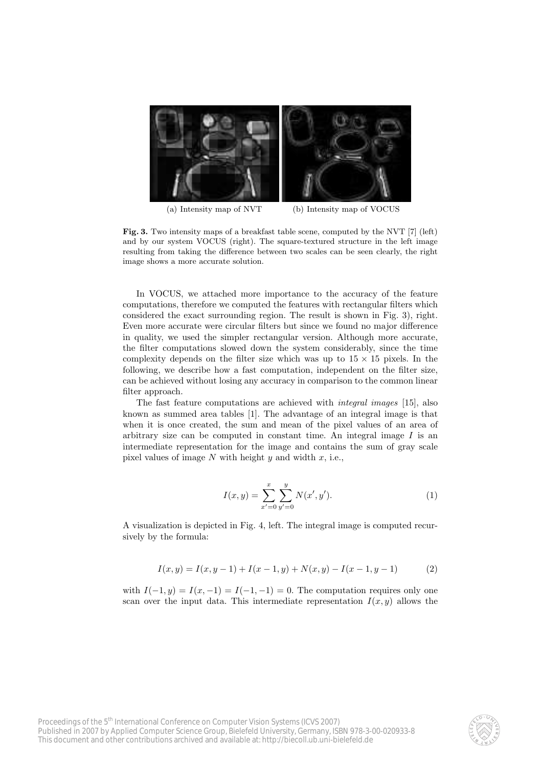(a) Intensity map of NVT (b) Intensity map of VOCUS

**Fig. 3.** Two intensity maps of a breakfast table scene, computed by the NVT [7] (left) and by our system VOCUS (right). The square-textured structure in the left image resulting from taking the difference between two scales can be seen clearly, the right image shows a more accurate solution.

In VOCUS, we attached more importance to the accuracy of the feature computations, therefore we computed the features with rectangular filters which considered the exact surrounding region. The result is shown in Fig. 3), right. Even more accurate were circular filters but since we found no major difference in quality, we used the simpler rectangular version. Although more accurate, the filter computations slowed down the system considerably, since the time complexity depends on the filter size which was up to $15 \times 15$ pixels. In the following, we describe how a fast computation, independent on the filter size, can be achieved without losing any accuracy in comparison to the common linear filter approach.

The fast feature computations are achieved with *integral images* [15], also known as summed area tables [1]. The advantage of an integral image is that when it is once created, the sum and mean of the pixel values of an area of arbitrary size can be computed in constant time. An integral image $I$ is an intermediate representation for the image and contains the sum of gray scale pixel values of image $N$ with height $y$ and width $x$, i.e.,

$$I(x, y) = \sum_{x'=0}^{x} \sum_{y'=0}^{y} N(x', y'). \tag{1}$$

A visualization is depicted in Fig. 4, left. The integral image is computed recursively by the formula:

$$I(x, y) = I(x, y - 1) + I(x - 1, y) + N(x, y) - I(x - 1, y - 1) \tag{2}$$

with $I(-1, y) = I(x, -1) = I(-1, -1) = 0$. The computation requires only one scan over the input data. This intermediate representation $I(x, y)$ allows the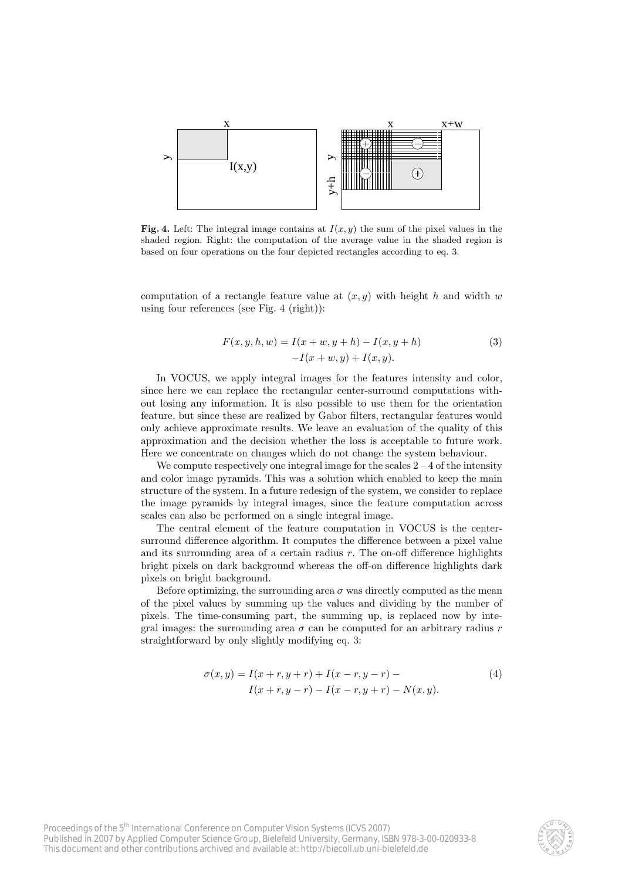**Fig. 4.** Left: The integral image contains at $I(x, y)$ the sum of the pixel values in the shaded region. Right: the computation of the average value in the shaded region is based on four operations on the four depicted rectangles according to eq. 3.

computation of a rectangle feature value at $(x, y)$ with height $h$ and width $w$ using four references (see Fig. 4 (right)):

$$F(x, y, h, w) = I(x + w, y + h) - I(x, y + h) \\ -I(x + w, y) + I(x, y). \quad (3)$$

In VOCUS, we apply integral images for the features intensity and color, since here we can replace the rectangular center-surround computations without losing any information. It is also possible to use them for the orientation feature, but since these are realized by Gabor filters, rectangular features would only achieve approximate results. We leave an evaluation of the quality of this approximation and the decision whether the loss is acceptable to future work. Here we concentrate on changes which do not change the system behaviour.

We compute respectively one integral image for the scales 2 – 4 of the intensity and color image pyramids. This was a solution which enabled to keep the main structure of the system. In a future redesign of the system, we consider to replace the image pyramids by integral images, since the feature computation across scales can also be performed on a single integral image.

The central element of the feature computation in VOCUS is the center-surround difference algorithm. It computes the difference between a pixel value and its surrounding area of a certain radius $r$. The on-off difference highlights bright pixels on dark background whereas the off-on difference highlights dark pixels on bright background.

Before optimizing, the surrounding area $\sigma$ was directly computed as the mean of the pixel values by summing up the values and dividing by the number of pixels. The time-consuming part, the summing up, is replaced now by integral images: the surrounding area $\sigma$ can be computed for an arbitrary radius $r$ straightforward by only slightly modifying eq. 3:

$$\sigma(x, y) = I(x + r, y + r) + I(x - r, y - r) - \\ I(x + r, y - r) - I(x - r, y + r) - N(x, y). \quad (4)$$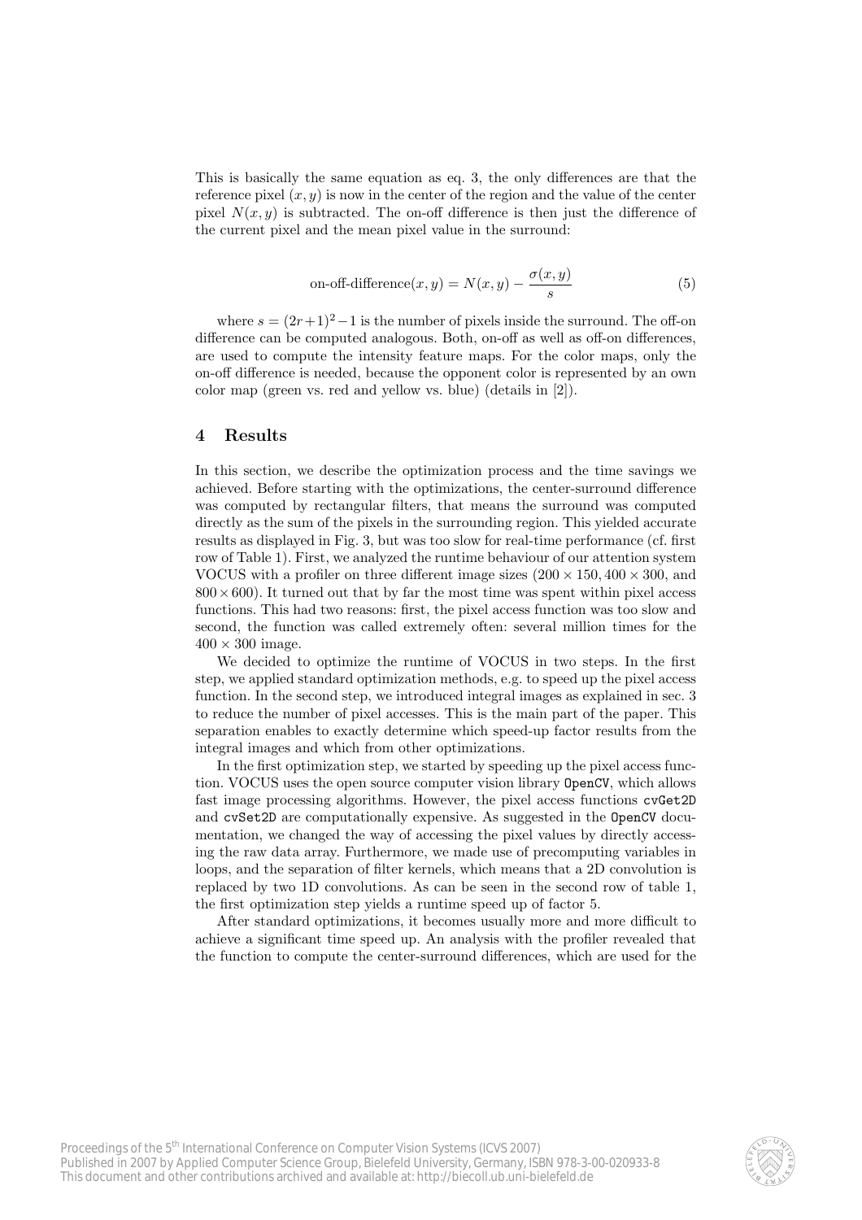This is basically the same equation as eq. 3, the only differences are that the reference pixel $(x, y)$ is now in the center of the region and the value of the center pixel $N(x, y)$ is subtracted. The on-off difference is then just the difference of the current pixel and the mean pixel value in the surround:

$$\text{on-off-difference}(x, y) = N(x, y) - \frac{\sigma(x, y)}{s} \tag{5}$$

where $s = (2r+1)^2 - 1$ is the number of pixels inside the surround. The off-on difference can be computed analogous. Both, on-off as well as off-on differences, are used to compute the intensity feature maps. For the color maps, only the on-off difference is needed, because the opponent color is represented by an own color map (green vs. red and yellow vs. blue) (details in [2]).

## 4 Results

In this section, we describe the optimization process and the time savings we achieved. Before starting with the optimizations, the center-surround difference was computed by rectangular filters, that means the surround was computed directly as the sum of the pixels in the surrounding region. This yielded accurate results as displayed in Fig. 3, but was too slow for real-time performance (cf. first row of Table 1). First, we analyzed the runtime behaviour of our attention system VOCUS with a profiler on three different image sizes ($200 \times 150, 400 \times 300$, and $800 \times 600$). It turned out that by far the most time was spent within pixel access functions. This had two reasons: first, the pixel access function was too slow and second, the function was called extremely often: several million times for the $400 \times 300$ image.

We decided to optimize the runtime of VOCUS in two steps. In the first step, we applied standard optimization methods, e.g. to speed up the pixel access function. In the second step, we introduced integral images as explained in sec. 3 to reduce the number of pixel accesses. This is the main part of the paper. This separation enables to exactly determine which speed-up factor results from the integral images and which from other optimizations.

In the first optimization step, we started by speeding up the pixel access function. VOCUS uses the open source computer vision library `OpenCV`, which allows fast image processing algorithms. However, the pixel access functions `cvGet2D` and `cvSet2D` are computationally expensive. As suggested in the `OpenCV` documentation, we changed the way of accessing the pixel values by directly accessing the raw data array. Furthermore, we made use of precomputing variables in loops, and the separation of filter kernels, which means that a 2D convolution is replaced by two 1D convolutions. As can be seen in the second row of table 1, the first optimization step yields a runtime speed up of factor 5.

After standard optimizations, it becomes usually more and more difficult to achieve a significant time speed up. An analysis with the profiler revealed that the function to compute the center-surround differences, which are used for the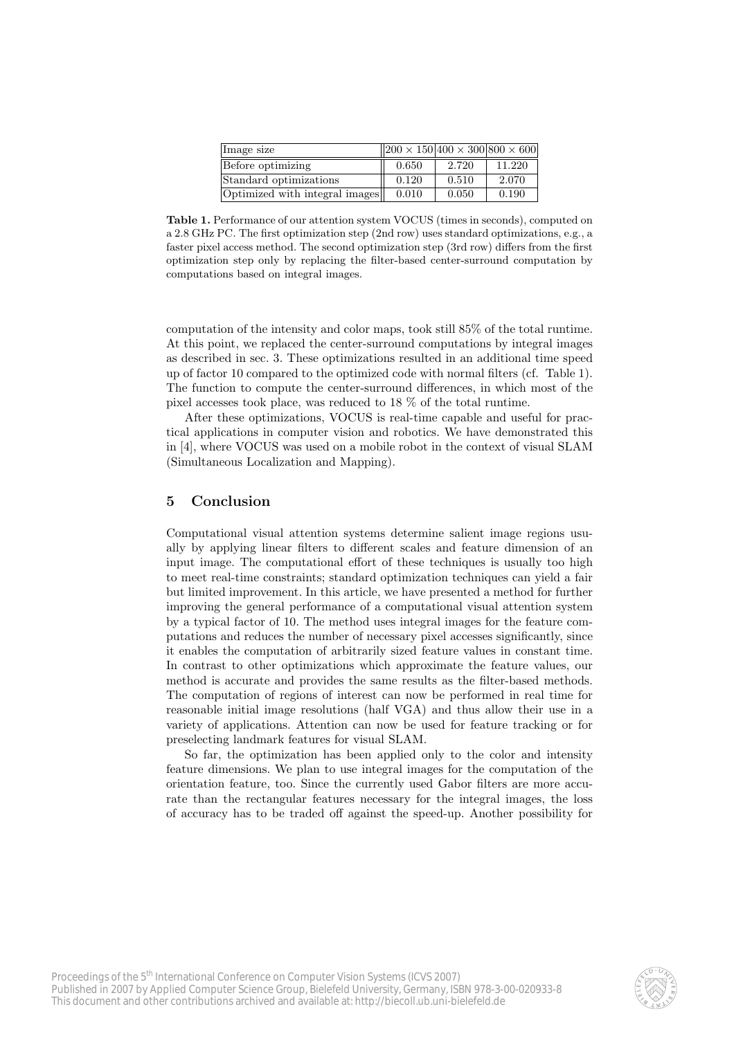| Image size | $200 \times 150$ | $400 \times 300$ | $800 \times 600$ |
|---|---|---|---|
| Before optimizing | 0.650 | 2.720 | 11.220 |
| Standard optimizations | 0.120 | 0.510 | 2.070 |
| Optimized with integral images | 0.010 | 0.050 | 0.190 |

**Table 1.** Performance of our attention system VOCUS (times in seconds), computed on a 2.8 GHz PC. The first optimization step (2nd row) uses standard optimizations, e.g., a faster pixel access method. The second optimization step (3rd row) differs from the first optimization step only by replacing the filter-based center-surround computation by computations based on integral images.

computation of the intensity and color maps, took still 85% of the total runtime. At this point, we replaced the center-surround computations by integral images as described in sec. 3. These optimizations resulted in an additional time speed up of factor 10 compared to the optimized code with normal filters (cf. Table 1). The function to compute the center-surround differences, in which most of the pixel accesses took place, was reduced to 18 % of the total runtime.

After these optimizations, VOCUS is real-time capable and useful for practical applications in computer vision and robotics. We have demonstrated this in [4], where VOCUS was used on a mobile robot in the context of visual SLAM (Simultaneous Localization and Mapping).

## 5 Conclusion

Computational visual attention systems determine salient image regions usually by applying linear filters to different scales and feature dimension of an input image. The computational effort of these techniques is usually too high to meet real-time constraints; standard optimization techniques can yield a fair but limited improvement. In this article, we have presented a method for further improving the general performance of a computational visual attention system by a typical factor of 10. The method uses integral images for the feature computations and reduces the number of necessary pixel accesses significantly, since it enables the computation of arbitrarily sized feature values in constant time. In contrast to other optimizations which approximate the feature values, our method is accurate and provides the same results as the filter-based methods. The computation of regions of interest can now be performed in real time for reasonable initial image resolutions (half VGA) and thus allow their use in a variety of applications. Attention can now be used for feature tracking or for preselecting landmark features for visual SLAM.

So far, the optimization has been applied only to the color and intensity feature dimensions. We plan to use integral images for the computation of the orientation feature, too. Since the currently used Gabor filters are more accurate than the rectangular features necessary for the integral images, the loss of accuracy has to be traded off against the speed-up. Another possibility for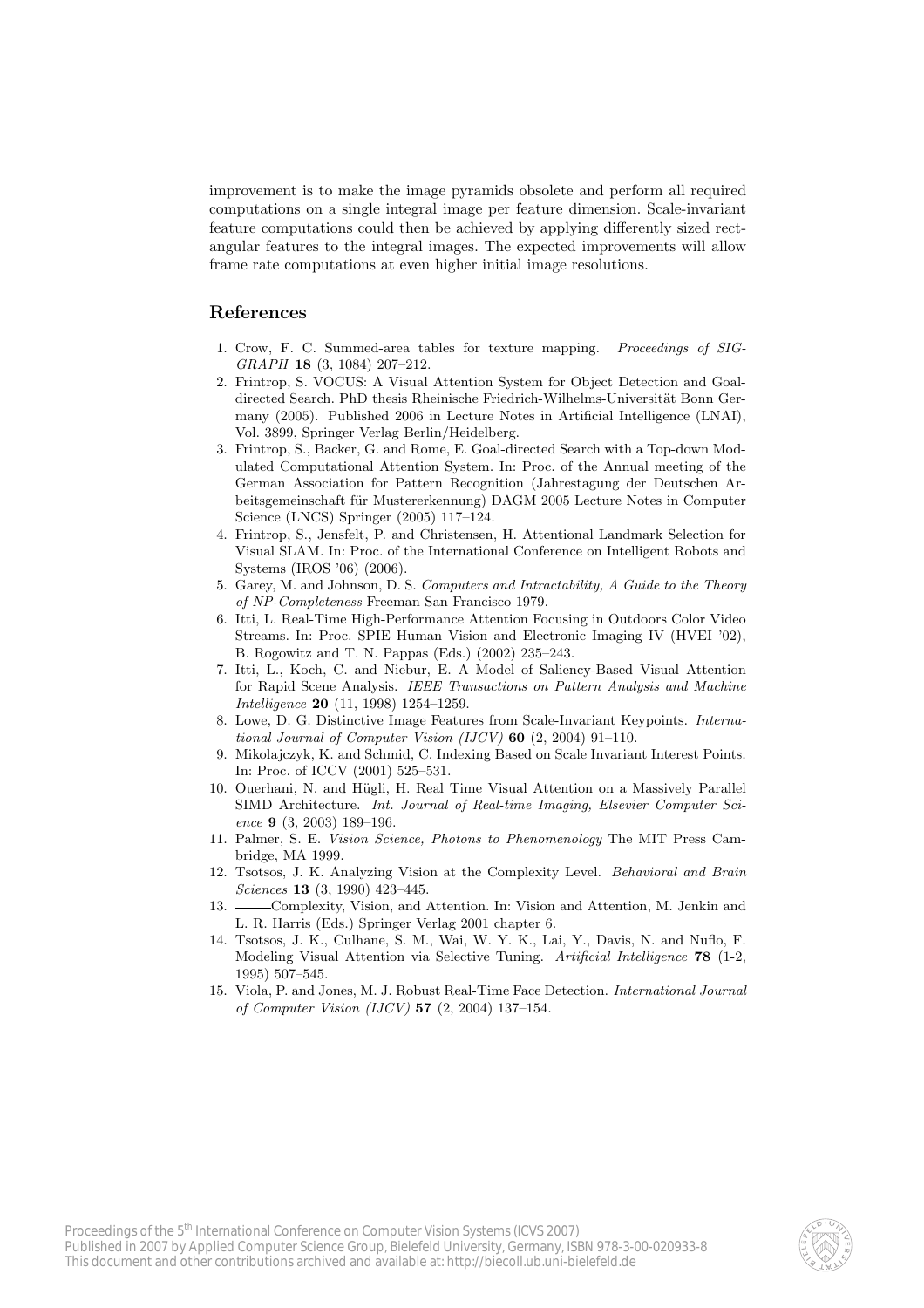improvement is to make the image pyramids obsolete and perform all required computations on a single integral image per feature dimension. Scale-invariant feature computations could then be achieved by applying differently sized rectangular features to the integral images. The expected improvements will allow frame rate computations at even higher initial image resolutions.

## References

1. Crow, F. C. Summed-area tables for texture mapping. *Proceedings of SIGGRAPH* **18** (3, 1084) 207–212.
2. Frintrop, S. VOCUS: A Visual Attention System for Object Detection and Goal-directed Search. PhD thesis Rheinische Friedrich-Wilhelms-Universität Bonn Germany (2005). Published 2006 in Lecture Notes in Artificial Intelligence (LNAI), Vol. 3899, Springer Verlag Berlin/Heidelberg.
3. Frintrop, S., Backer, G. and Rome, E. Goal-directed Search with a Top-down Modulated Computational Attention System. In: Proc. of the Annual meeting of the German Association for Pattern Recognition (Jahrestagung der Deutschen Arbeitsgemeinschaft für Mustererkennung) DAGM 2005 Lecture Notes in Computer Science (LNCS) Springer (2005) 117–124.
4. Frintrop, S., Jensfelt, P. and Christensen, H. Attentional Landmark Selection for Visual SLAM. In: Proc. of the International Conference on Intelligent Robots and Systems (IROS '06) (2006).
5. Garey, M. and Johnson, D. S. *Computers and Intractability, A Guide to the Theory of NP-Completeness* Freeman San Francisco 1979.
6. Itti, L. Real-Time High-Performance Attention Focusing in Outdoors Color Video Streams. In: Proc. SPIE Human Vision and Electronic Imaging IV (HVEI '02), B. Rogowitz and T. N. Pappas (Eds.) (2002) 235–243.
7. Itti, L., Koch, C. and Niebur, E. A Model of Saliency-Based Visual Attention for Rapid Scene Analysis. *IEEE Transactions on Pattern Analysis and Machine Intelligence* **20** (11, 1998) 1254–1259.
8. Lowe, D. G. Distinctive Image Features from Scale-Invariant Keypoints. *International Journal of Computer Vision (IJCV)* **60** (2, 2004) 91–110.
9. Mikolajczyk, K. and Schmid, C. Indexing Based on Scale Invariant Interest Points. In: Proc. of ICCV (2001) 525–531.
10. Ouerhani, N. and Hügli, H. Real Time Visual Attention on a Massively Parallel SIMD Architecture. *Int. Journal of Real-time Imaging, Elsevier Computer Science* **9** (3, 2003) 189–196.
11. Palmer, S. E. *Vision Science, Photons to Phenomenology* The MIT Press Cambridge, MA 1999.
12. Tsotsos, J. K. Analyzing Vision at the Complexity Level. *Behavioral and Brain Sciences* **13** (3, 1990) 423–445.
13. ——Complexity, Vision, and Attention. In: Vision and Attention, M. Jenkin and L. R. Harris (Eds.) Springer Verlag 2001 chapter 6.
14. Tsotsos, J. K., Culhane, S. M., Wai, W. Y. K., Lai, Y., Davis, N. and Nuflo, F. Modeling Visual Attention via Selective Tuning. *Artificial Intelligence* **78** (1-2, 1995) 507–545.
15. Viola, P. and Jones, M. J. Robust Real-Time Face Detection. *International Journal of Computer Vision (IJCV)* **57** (2, 2004) 137–154.